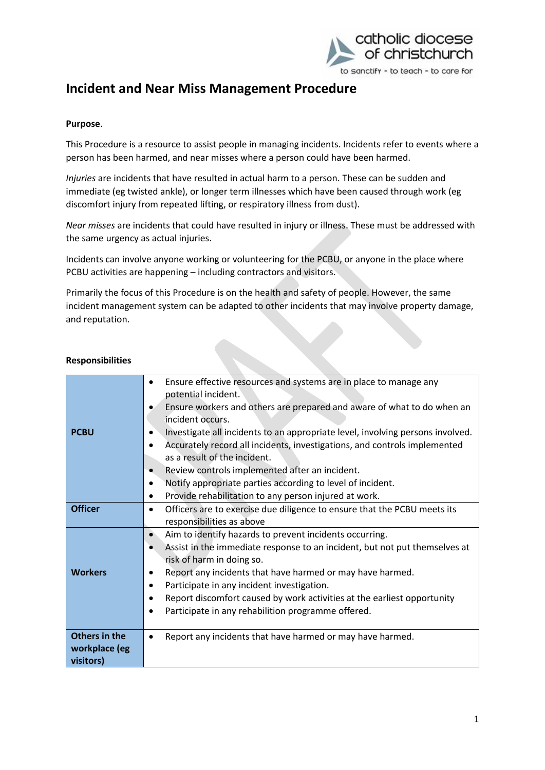# Incident and Near Miss Management Procedure

**Purpose**.

This Procedure is a resource to assist people in managing incidents. Incidents refer to events where a person has been harmed, and near misses where a person could have been harmed.

*Injuries* are incidents that have resulted in actual harm to a person. These can be sudden and immediate (eg twisted ankle), or longer term illnesses which have been caused through work (eg discomfort injury from repeated lifting, or respiratory illness from dust).

*Near misses* are incidents that could have resulted in injury or illness. These must be addressed with the same urgency as actual injuries.

Incidents can involve anyone working or volunteering for the PCBU, or anyone in the place where PCBU activities are happening – including contractors and visitors.

Primarily the focus of this Procedure is on the health and safety of people. However, the same incident management system can be adapted to other incidents that may involve property damage, and reputation.

**Responsibilities**

| | |
|---|---|
| **PCBU** | • Ensure effective resources and systems are in place to manage any potential incident.<br>• Ensure workers and others are prepared and aware of what to do when an incident occurs.<br>• Investigate all incidents to an appropriate level, involving persons involved.<br>• Accurately record all incidents, investigations, and controls implemented as a result of the incident.<br>• Review controls implemented after an incident.<br>• Notify appropriate parties according to level of incident.<br>• Provide rehabilitation to any person injured at work. |
| **Officer** | • Officers are to exercise due diligence to ensure that the PCBU meets its responsibilities as above |
| **Workers** | • Aim to identify hazards to prevent incidents occurring.<br>• Assist in the immediate response to an incident, but not put themselves at risk of harm in doing so.<br>• Report any incidents that have harmed or may have harmed.<br>• Participate in any incident investigation.<br>• Report discomfort caused by work activities at the earliest opportunity<br>• Participate in any rehabilition programme offered. |
| **Others in the workplace (eg visitors)** | • Report any incidents that have harmed or may have harmed. |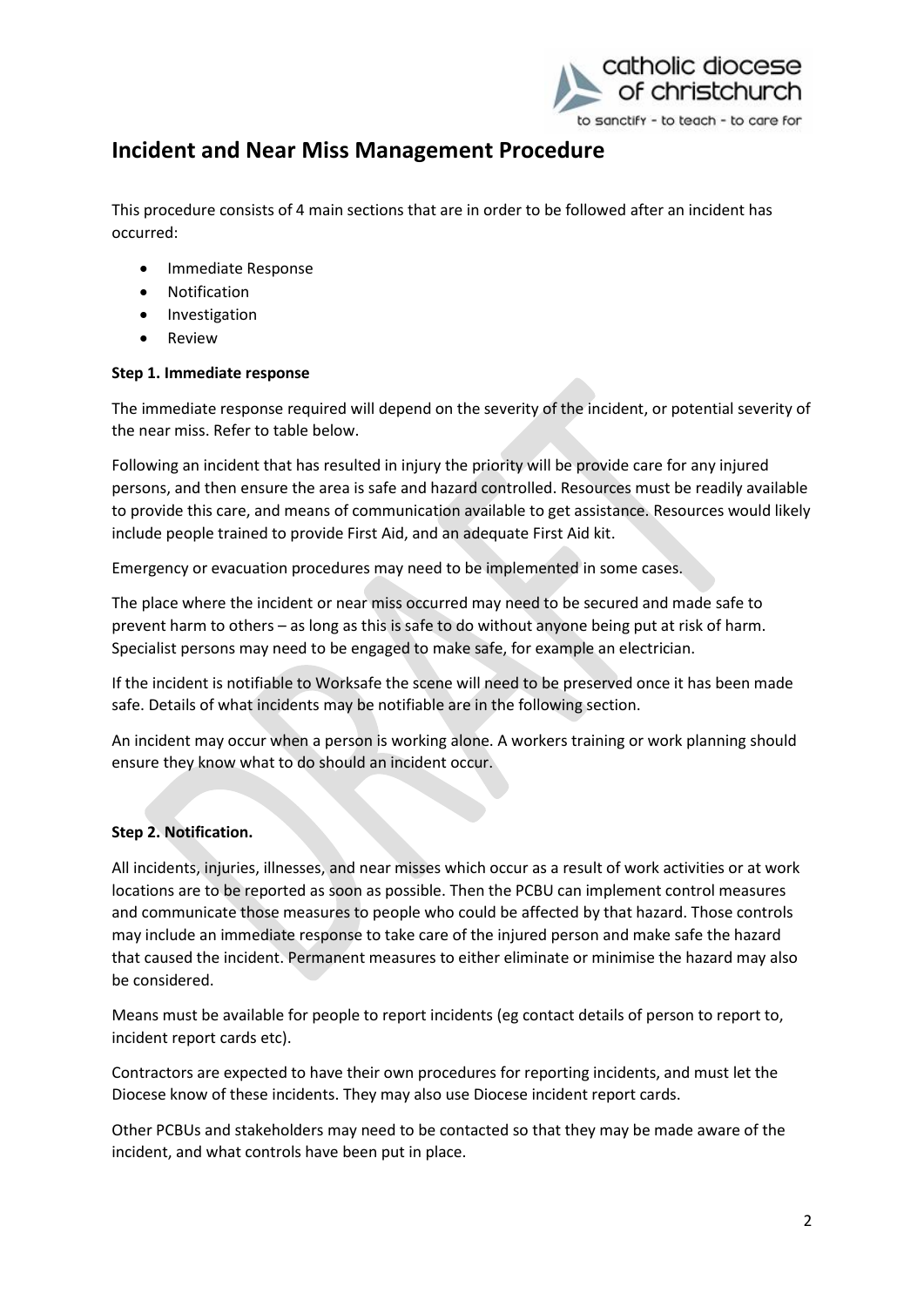# Incident and Near Miss Management Procedure

This procedure consists of 4 main sections that are in order to be followed after an incident has occurred:

- Immediate Response
- Notification
- Investigation
- Review

**Step 1. Immediate response**

The immediate response required will depend on the severity of the incident, or potential severity of the near miss. Refer to table below.

Following an incident that has resulted in injury the priority will be provide care for any injured persons, and then ensure the area is safe and hazard controlled. Resources must be readily available to provide this care, and means of communication available to get assistance. Resources would likely include people trained to provide First Aid, and an adequate First Aid kit.

Emergency or evacuation procedures may need to be implemented in some cases.

The place where the incident or near miss occurred may need to be secured and made safe to prevent harm to others – as long as this is safe to do without anyone being put at risk of harm. Specialist persons may need to be engaged to make safe, for example an electrician.

If the incident is notifiable to Worksafe the scene will need to be preserved once it has been made safe. Details of what incidents may be notifiable are in the following section.

An incident may occur when a person is working alone. A workers training or work planning should ensure they know what to do should an incident occur.

**Step 2. Notification.**

All incidents, injuries, illnesses, and near misses which occur as a result of work activities or at work locations are to be reported as soon as possible. Then the PCBU can implement control measures and communicate those measures to people who could be affected by that hazard. Those controls may include an immediate response to take care of the injured person and make safe the hazard that caused the incident. Permanent measures to either eliminate or minimise the hazard may also be considered.

Means must be available for people to report incidents (eg contact details of person to report to, incident report cards etc).

Contractors are expected to have their own procedures for reporting incidents, and must let the Diocese know of these incidents. They may also use Diocese incident report cards.

Other PCBUs and stakeholders may need to be contacted so that they may be made aware of the incident, and what controls have been put in place.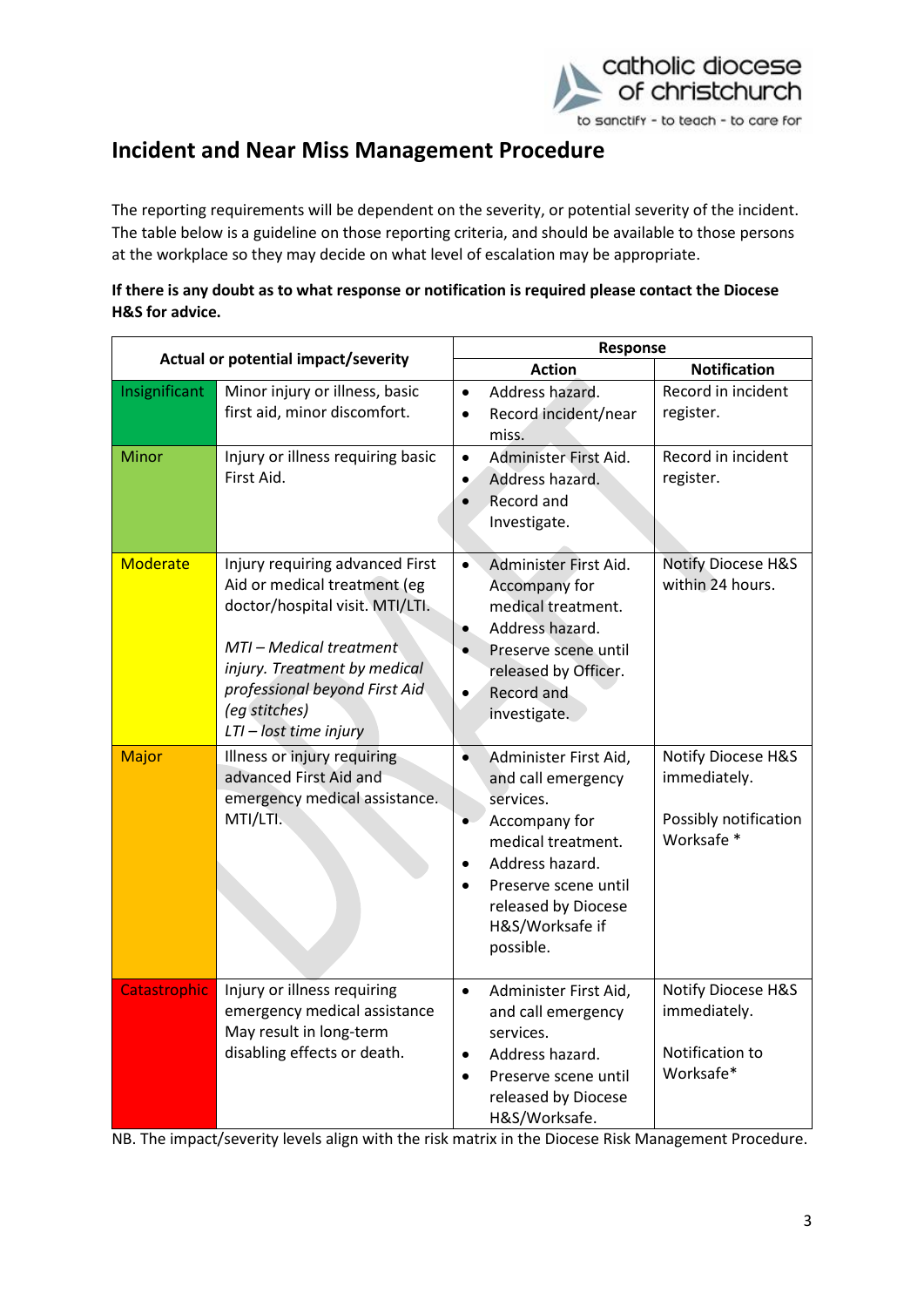# Incident and Near Miss Management Procedure

The reporting requirements will be dependent on the severity, or potential severity of the incident. The table below is a guideline on those reporting criteria, and should be available to those persons at the workplace so they may decide on what level of escalation may be appropriate.

**If there is any doubt as to what response or notification is required please contact the Diocese H&S for advice.**

| Actual or potential impact/severity | | Response | |
|---|---|---|---|
| | | **Action** | **Notification** |
| Insignificant | Minor injury or illness, basic first aid, minor discomfort. | • Address hazard.<br>• Record incident/near miss. | Record in incident register. |
| Minor | Injury or illness requiring basic First Aid. | • Administer First Aid.<br>• Address hazard.<br>• Record and Investigate. | Record in incident register. |
| Moderate | Injury requiring advanced First Aid or medical treatment (eg doctor/hospital visit. MTI/LTI.<br><br>*MTI – Medical treatment injury. Treatment by medical professional beyond First Aid (eg stitches)*<br>*LTI – lost time injury* | • Administer First Aid. Accompany for medical treatment.<br>• Address hazard.<br>• Preserve scene until released by Officer.<br>• Record and investigate. | Notify Diocese H&S within 24 hours. |
| Major | Illness or injury requiring advanced First Aid and emergency medical assistance. MTI/LTI. | • Administer First Aid, and call emergency services.<br>• Accompany for medical treatment.<br>• Address hazard.<br>• Preserve scene until released by Diocese H&S/Worksafe if possible. | Notify Diocese H&S immediately.<br><br>Possibly notification Worksafe * |
| Catastrophic | Injury or illness requiring emergency medical assistance May result in long-term disabling effects or death. | • Administer First Aid, and call emergency services.<br>• Address hazard.<br>• Preserve scene until released by Diocese H&S/Worksafe. | Notify Diocese H&S immediately.<br><br>Notification to Worksafe* |

NB. The impact/severity levels align with the risk matrix in the Diocese Risk Management Procedure.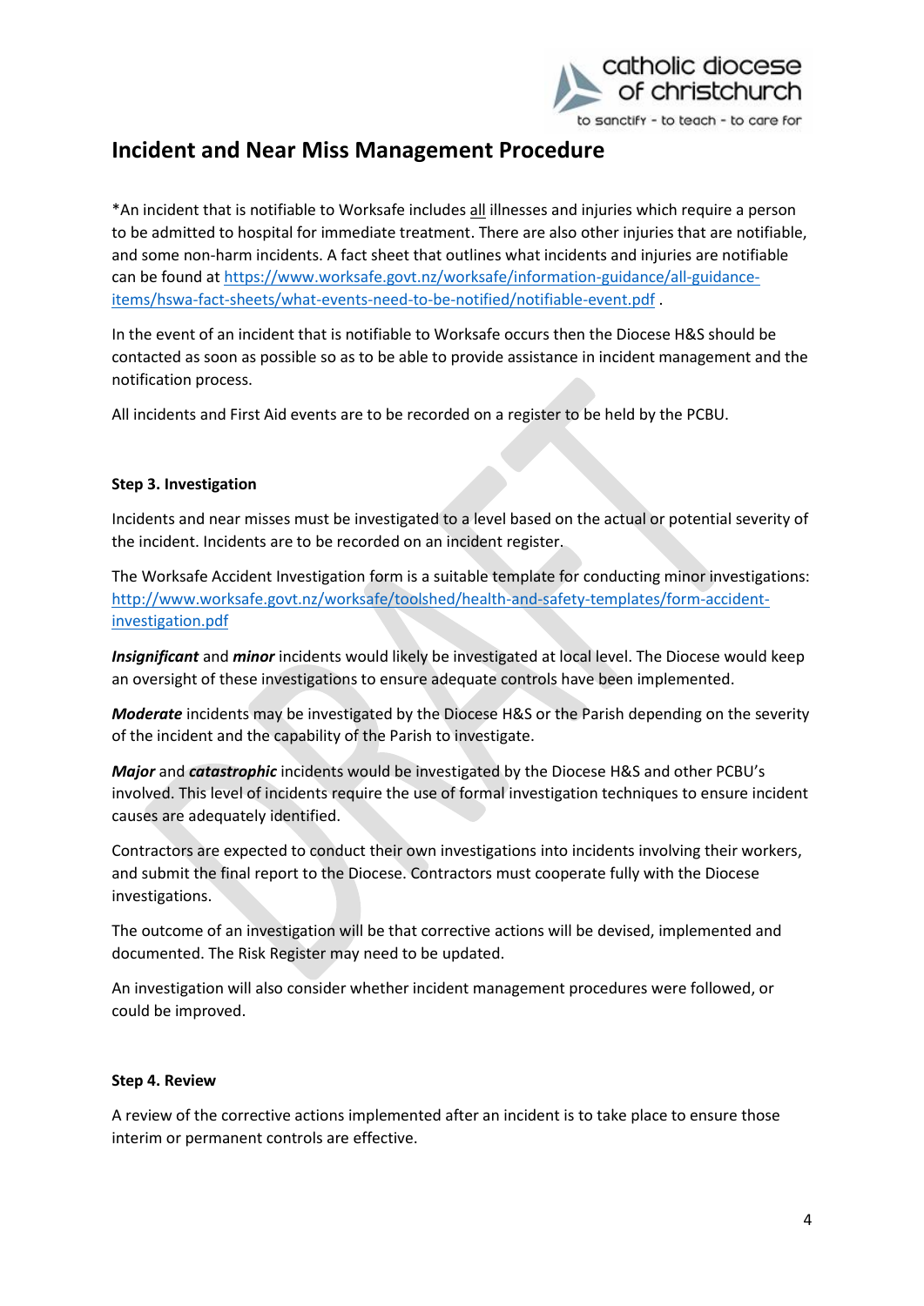# Incident and Near Miss Management Procedure

*An incident that is notifiable to Worksafe includes <u>all</u> illnesses and injuries which require a person to be admitted to hospital for immediate treatment. There are also other injuries that are notifiable, and some non-harm incidents. A fact sheet that outlines what incidents and injuries are notifiable can be found at [https://www.worksafe.govt.nz/worksafe/information-guidance/all-guidance-items/hswa-fact-sheets/what-events-need-to-be-notified/notifiable-event.pdf](https://www.worksafe.govt.nz/worksafe/information-guidance/all-guidance-items/hswa-fact-sheets/what-events-need-to-be-notified/notifiable-event.pdf) .

In the event of an incident that is notifiable to Worksafe occurs then the Diocese H&S should be contacted as soon as possible so as to be able to provide assistance in incident management and the notification process.

All incidents and First Aid events are to be recorded on a register to be held by the PCBU.

**Step 3. Investigation**

Incidents and near misses must be investigated to a level based on the actual or potential severity of the incident. Incidents are to be recorded on an incident register.

The Worksafe Accident Investigation form is a suitable template for conducting minor investigations: [http://www.worksafe.govt.nz/worksafe/toolshed/health-and-safety-templates/form-accident-investigation.pdf](http://www.worksafe.govt.nz/worksafe/toolshed/health-and-safety-templates/form-accident-investigation.pdf)

***Insignificant*** and ***minor*** incidents would likely be investigated at local level. The Diocese would keep an oversight of these investigations to ensure adequate controls have been implemented.

***Moderate*** incidents may be investigated by the Diocese H&S or the Parish depending on the severity of the incident and the capability of the Parish to investigate.

***Major*** and ***catastrophic*** incidents would be investigated by the Diocese H&S and other PCBU's involved. This level of incidents require the use of formal investigation techniques to ensure incident causes are adequately identified.

Contractors are expected to conduct their own investigations into incidents involving their workers, and submit the final report to the Diocese. Contractors must cooperate fully with the Diocese investigations.

The outcome of an investigation will be that corrective actions will be devised, implemented and documented. The Risk Register may need to be updated.

An investigation will also consider whether incident management procedures were followed, or could be improved.

**Step 4. Review**

A review of the corrective actions implemented after an incident is to take place to ensure those interim or permanent controls are effective.